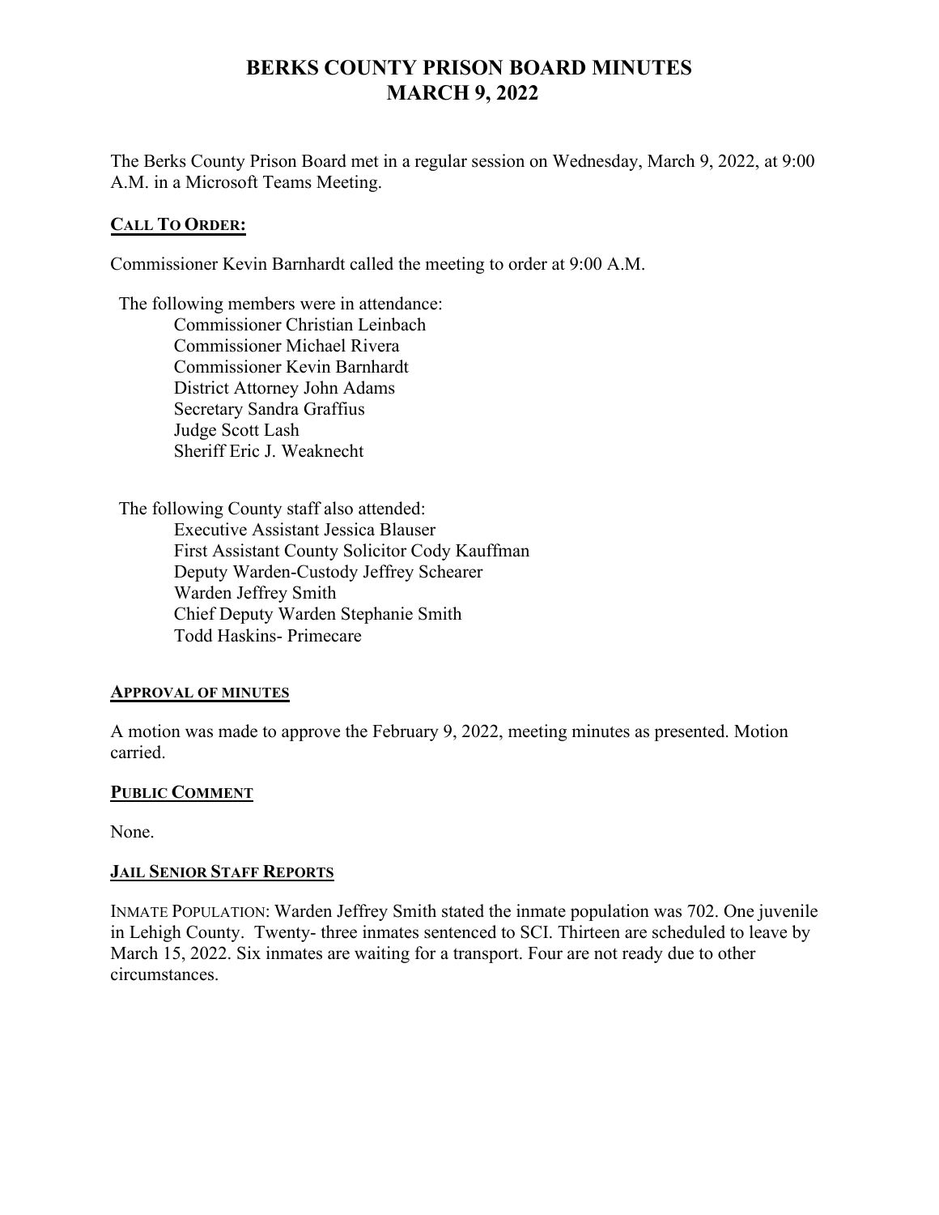# BERKS COUNTY PRISON BOARD MINUTES
# MARCH 9, 2022

The Berks County Prison Board met in a regular session on Wednesday, March 9, 2022, at 9:00 A.M. in a Microsoft Teams Meeting.

## CALL TO ORDER:

Commissioner Kevin Barnhardt called the meeting to order at 9:00 A.M.

The following members were in attendance:

- Commissioner Christian Leinbach
- Commissioner Michael Rivera
- Commissioner Kevin Barnhardt
- District Attorney John Adams
- Secretary Sandra Graffius
- Judge Scott Lash
- Sheriff Eric J. Weaknecht

The following County staff also attended:

- Executive Assistant Jessica Blauser
- First Assistant County Solicitor Cody Kauffman
- Deputy Warden-Custody Jeffrey Schearer
- Warden Jeffrey Smith
- Chief Deputy Warden Stephanie Smith
- Todd Haskins- Primecare

## APPROVAL OF MINUTES

A motion was made to approve the February 9, 2022, meeting minutes as presented. Motion carried.

## PUBLIC COMMENT

None.

## JAIL SENIOR STAFF REPORTS

INMATE POPULATION: Warden Jeffrey Smith stated the inmate population was 702. One juvenile in Lehigh County. Twenty- three inmates sentenced to SCI. Thirteen are scheduled to leave by March 15, 2022. Six inmates are waiting for a transport. Four are not ready due to other circumstances.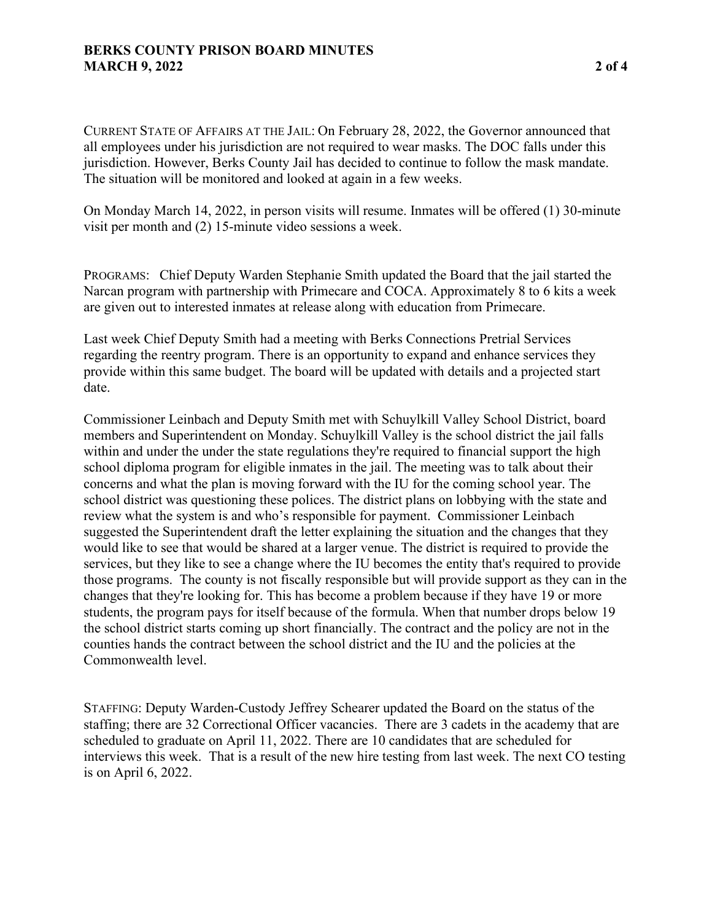CURRENT STATE OF AFFAIRS AT THE JAIL: On February 28, 2022, the Governor announced that all employees under his jurisdiction are not required to wear masks. The DOC falls under this jurisdiction. However, Berks County Jail has decided to continue to follow the mask mandate. The situation will be monitored and looked at again in a few weeks.

On Monday March 14, 2022, in person visits will resume. Inmates will be offered (1) 30-minute visit per month and (2) 15-minute video sessions a week.

PROGRAMS: Chief Deputy Warden Stephanie Smith updated the Board that the jail started the Narcan program with partnership with Primecare and COCA. Approximately 8 to 6 kits a week are given out to interested inmates at release along with education from Primecare.

Last week Chief Deputy Smith had a meeting with Berks Connections Pretrial Services regarding the reentry program. There is an opportunity to expand and enhance services they provide within this same budget. The board will be updated with details and a projected start date.

Commissioner Leinbach and Deputy Smith met with Schuylkill Valley School District, board members and Superintendent on Monday. Schuylkill Valley is the school district the jail falls within and under the under the state regulations they're required to financial support the high school diploma program for eligible inmates in the jail. The meeting was to talk about their concerns and what the plan is moving forward with the IU for the coming school year. The school district was questioning these polices. The district plans on lobbying with the state and review what the system is and who's responsible for payment. Commissioner Leinbach suggested the Superintendent draft the letter explaining the situation and the changes that they would like to see that would be shared at a larger venue. The district is required to provide the services, but they like to see a change where the IU becomes the entity that's required to provide those programs. The county is not fiscally responsible but will provide support as they can in the changes that they're looking for. This has become a problem because if they have 19 or more students, the program pays for itself because of the formula. When that number drops below 19 the school district starts coming up short financially. The contract and the policy are not in the counties hands the contract between the school district and the IU and the policies at the Commonwealth level.

STAFFING: Deputy Warden-Custody Jeffrey Schearer updated the Board on the status of the staffing; there are 32 Correctional Officer vacancies. There are 3 cadets in the academy that are scheduled to graduate on April 11, 2022. There are 10 candidates that are scheduled for interviews this week. That is a result of the new hire testing from last week. The next CO testing is on April 6, 2022.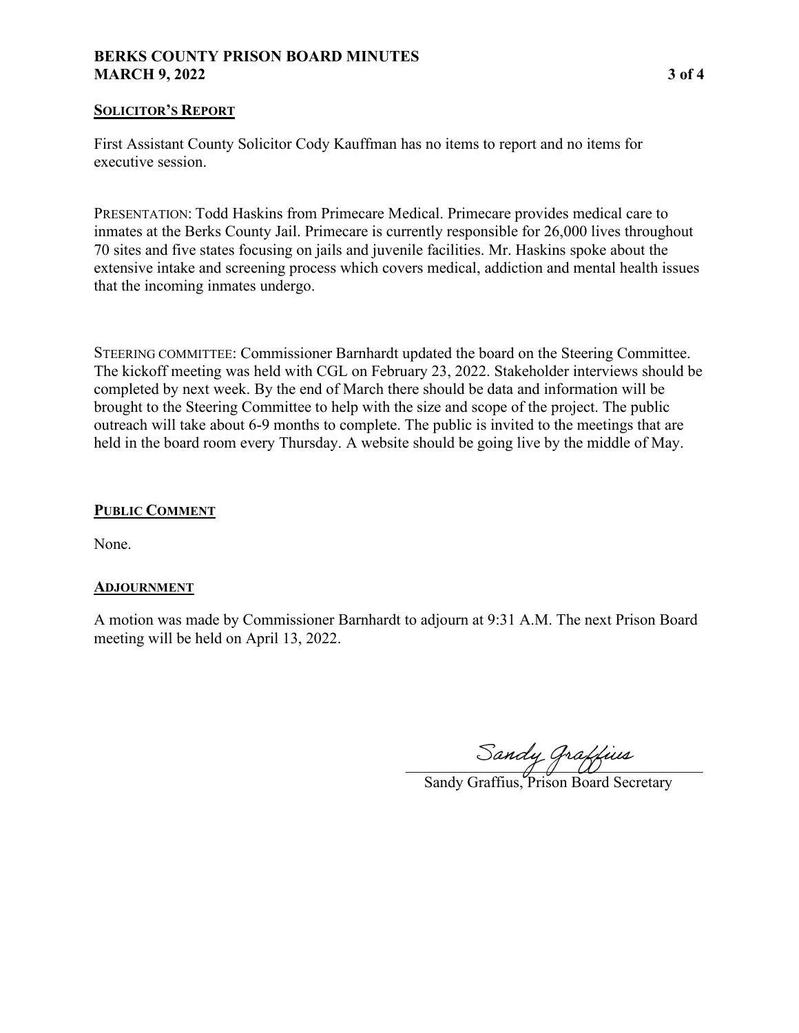## SOLICITOR'S REPORT

First Assistant County Solicitor Cody Kauffman has no items to report and no items for executive session.

PRESENTATION: Todd Haskins from Primecare Medical. Primecare provides medical care to inmates at the Berks County Jail. Primecare is currently responsible for 26,000 lives throughout 70 sites and five states focusing on jails and juvenile facilities. Mr. Haskins spoke about the extensive intake and screening process which covers medical, addiction and mental health issues that the incoming inmates undergo.

STEERING COMMITTEE: Commissioner Barnhardt updated the board on the Steering Committee. The kickoff meeting was held with CGL on February 23, 2022. Stakeholder interviews should be completed by next week. By the end of March there should be data and information will be brought to the Steering Committee to help with the size and scope of the project. The public outreach will take about 6-9 months to complete. The public is invited to the meetings that are held in the board room every Thursday. A website should be going live by the middle of May.

## PUBLIC COMMENT

None.

## ADJOURNMENT

A motion was made by Commissioner Barnhardt to adjourn at 9:31 A.M. The next Prison Board meeting will be held on April 13, 2022.

Sandy Graffius

Sandy Graffius, Prison Board Secretary